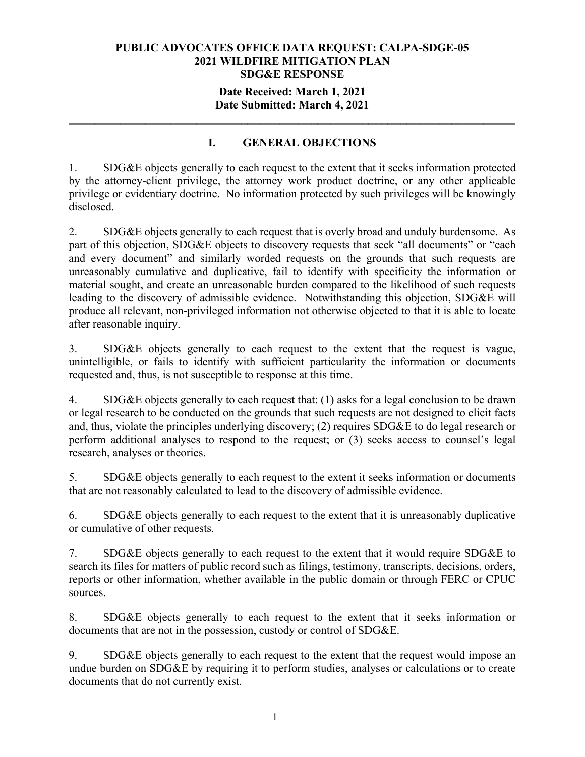**PUBLIC ADVOCATES OFFICE DATA REQUEST: CALPA-SDGE-05**
**2021 WILDFIRE MITIGATION PLAN**
**SDG&E RESPONSE**

**Date Received: March 1, 2021**
**Date Submitted: March 4, 2021**

---

## I. GENERAL OBJECTIONS

1. SDG&E objects generally to each request to the extent that it seeks information protected by the attorney-client privilege, the attorney work product doctrine, or any other applicable privilege or evidentiary doctrine. No information protected by such privileges will be knowingly disclosed.

2. SDG&E objects generally to each request that is overly broad and unduly burdensome. As part of this objection, SDG&E objects to discovery requests that seek "all documents" or "each and every document" and similarly worded requests on the grounds that such requests are unreasonably cumulative and duplicative, fail to identify with specificity the information or material sought, and create an unreasonable burden compared to the likelihood of such requests leading to the discovery of admissible evidence. Notwithstanding this objection, SDG&E will produce all relevant, non-privileged information not otherwise objected to that it is able to locate after reasonable inquiry.

3. SDG&E objects generally to each request to the extent that the request is vague, unintelligible, or fails to identify with sufficient particularity the information or documents requested and, thus, is not susceptible to response at this time.

4. SDG&E objects generally to each request that: (1) asks for a legal conclusion to be drawn or legal research to be conducted on the grounds that such requests are not designed to elicit facts and, thus, violate the principles underlying discovery; (2) requires SDG&E to do legal research or perform additional analyses to respond to the request; or (3) seeks access to counsel's legal research, analyses or theories.

5. SDG&E objects generally to each request to the extent it seeks information or documents that are not reasonably calculated to lead to the discovery of admissible evidence.

6. SDG&E objects generally to each request to the extent that it is unreasonably duplicative or cumulative of other requests.

7. SDG&E objects generally to each request to the extent that it would require SDG&E to search its files for matters of public record such as filings, testimony, transcripts, decisions, orders, reports or other information, whether available in the public domain or through FERC or CPUC sources.

8. SDG&E objects generally to each request to the extent that it seeks information or documents that are not in the possession, custody or control of SDG&E.

9. SDG&E objects generally to each request to the extent that the request would impose an undue burden on SDG&E by requiring it to perform studies, analyses or calculations or to create documents that do not currently exist.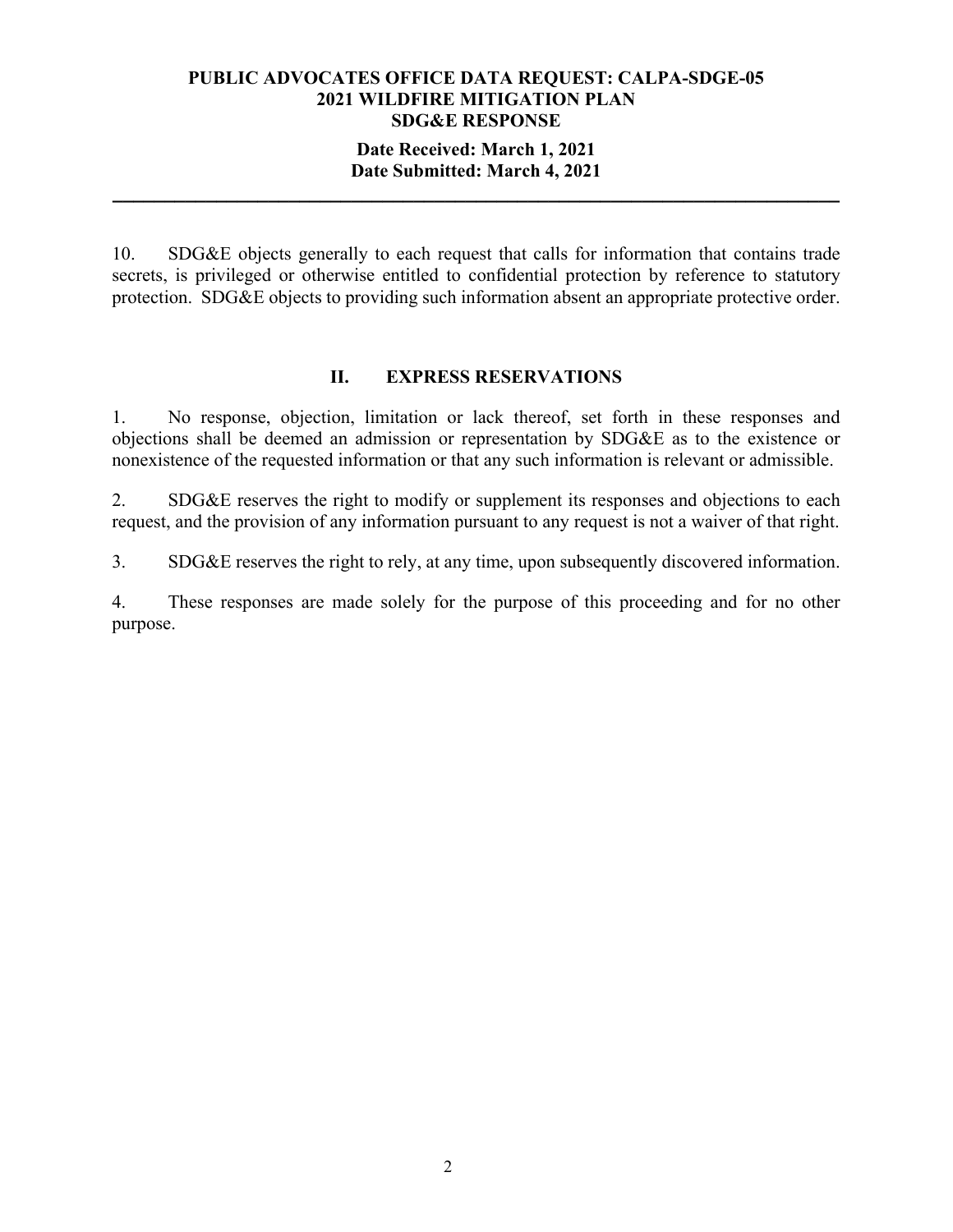10. SDG&E objects generally to each request that calls for information that contains trade secrets, is privileged or otherwise entitled to confidential protection by reference to statutory protection. SDG&E objects to providing such information absent an appropriate protective order.

## II. EXPRESS RESERVATIONS

1. No response, objection, limitation or lack thereof, set forth in these responses and objections shall be deemed an admission or representation by SDG&E as to the existence or nonexistence of the requested information or that any such information is relevant or admissible.

2. SDG&E reserves the right to modify or supplement its responses and objections to each request, and the provision of any information pursuant to any request is not a waiver of that right.

3. SDG&E reserves the right to rely, at any time, upon subsequently discovered information.

4. These responses are made solely for the purpose of this proceeding and for no other purpose.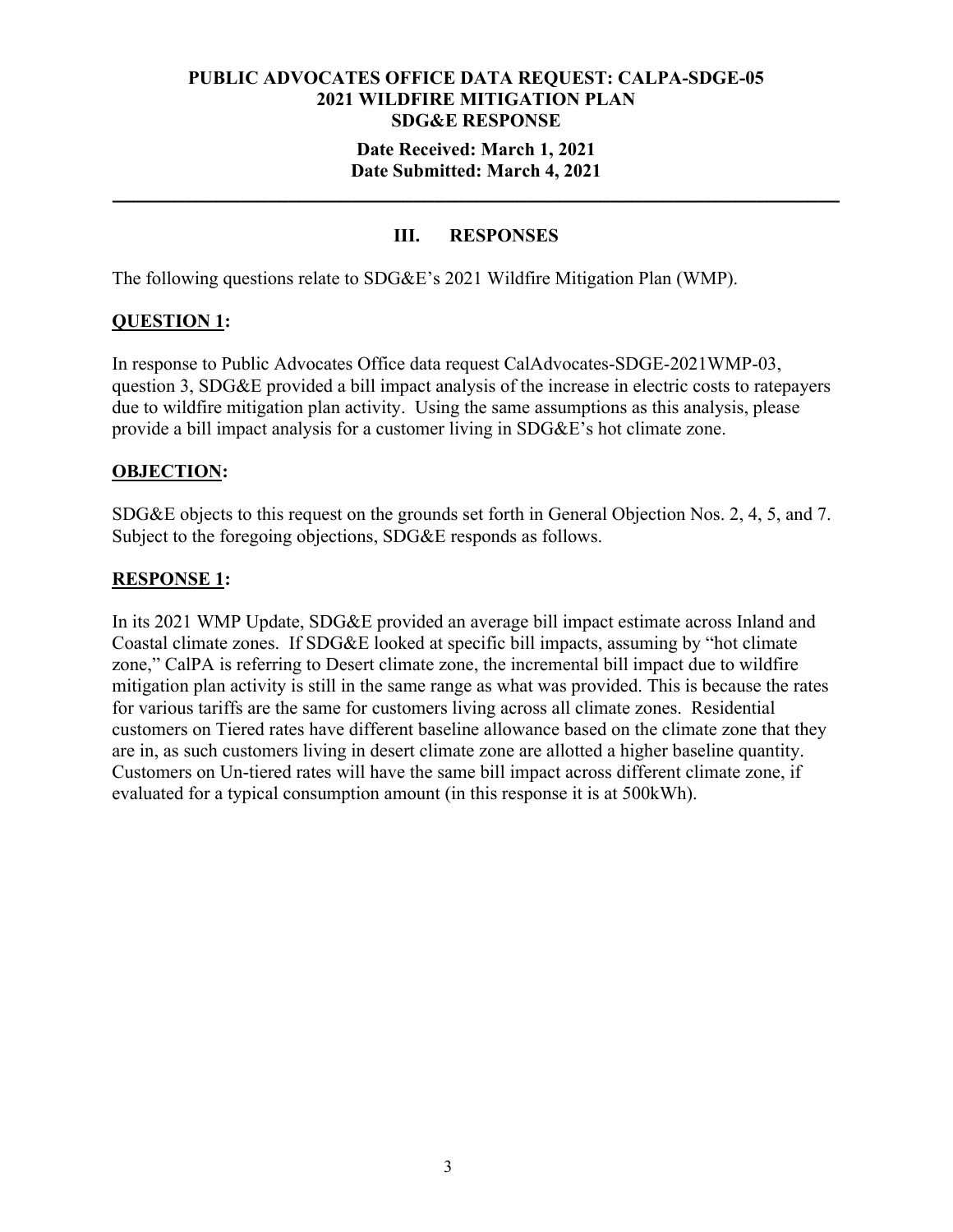**PUBLIC ADVOCATES OFFICE DATA REQUEST: CALPA-SDGE-05**
**2021 WILDFIRE MITIGATION PLAN**
**SDG&E RESPONSE**

**Date Received: March 1, 2021**
**Date Submitted: March 4, 2021**

---

## III. RESPONSES

The following questions relate to SDG&E's 2021 Wildfire Mitigation Plan (WMP).

### QUESTION 1:

In response to Public Advocates Office data request CalAdvocates-SDGE-2021WMP-03, question 3, SDG&E provided a bill impact analysis of the increase in electric costs to ratepayers due to wildfire mitigation plan activity. Using the same assumptions as this analysis, please provide a bill impact analysis for a customer living in SDG&E's hot climate zone.

### OBJECTION:

SDG&E objects to this request on the grounds set forth in General Objection Nos. 2, 4, 5, and 7. Subject to the foregoing objections, SDG&E responds as follows.

### RESPONSE 1:

In its 2021 WMP Update, SDG&E provided an average bill impact estimate across Inland and Coastal climate zones. If SDG&E looked at specific bill impacts, assuming by "hot climate zone," CalPA is referring to Desert climate zone, the incremental bill impact due to wildfire mitigation plan activity is still in the same range as what was provided. This is because the rates for various tariffs are the same for customers living across all climate zones. Residential customers on Tiered rates have different baseline allowance based on the climate zone that they are in, as such customers living in desert climate zone are allotted a higher baseline quantity. Customers on Un-tiered rates will have the same bill impact across different climate zone, if evaluated for a typical consumption amount (in this response it is at 500kWh).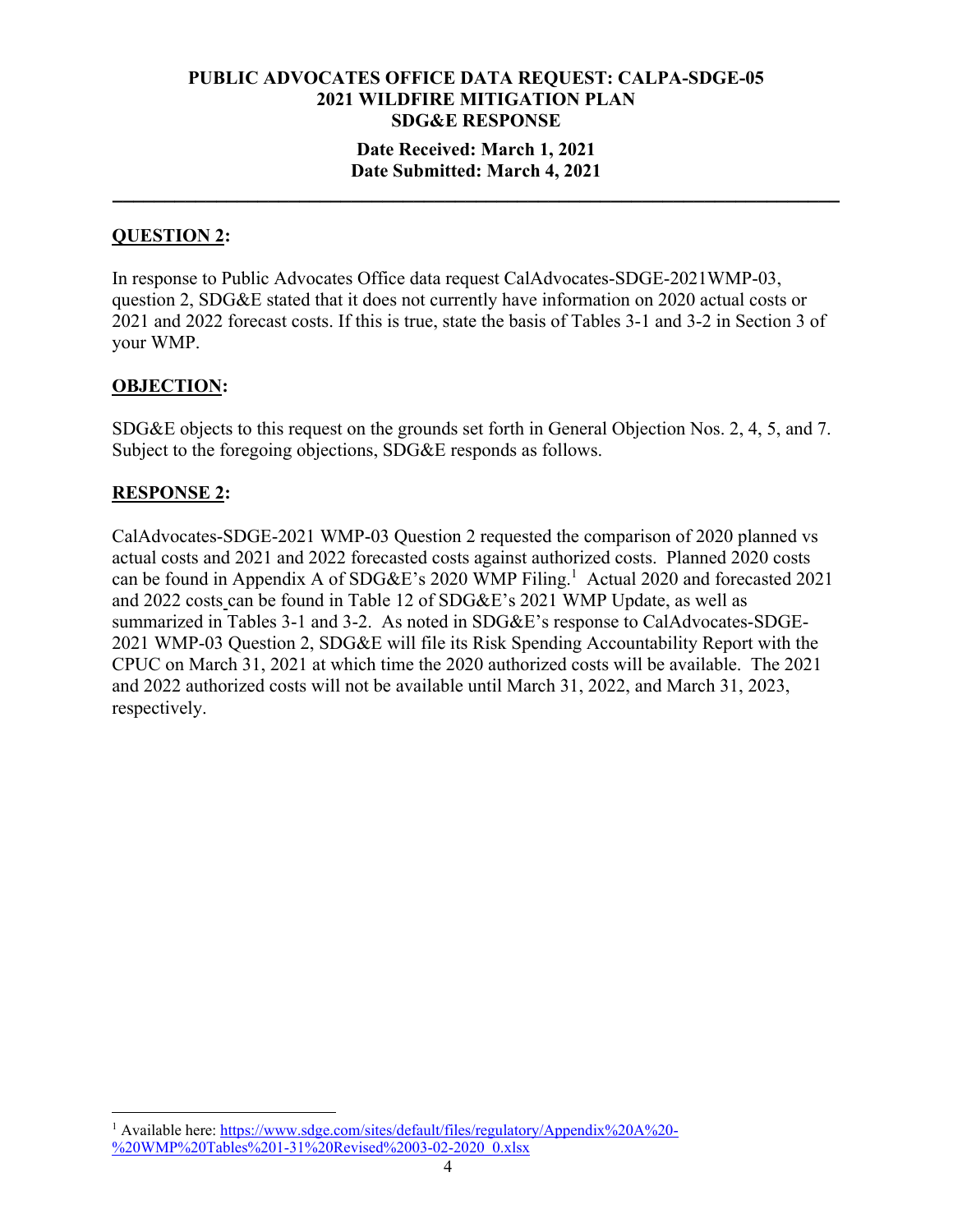**PUBLIC ADVOCATES OFFICE DATA REQUEST: CALPA-SDGE-05**
**2021 WILDFIRE MITIGATION PLAN**
**SDG&E RESPONSE**

**Date Received: March 1, 2021**
**Date Submitted: March 4, 2021**

---

**QUESTION 2:**

In response to Public Advocates Office data request CalAdvocates-SDGE-2021WMP-03, question 2, SDG&E stated that it does not currently have information on 2020 actual costs or 2021 and 2022 forecast costs. If this is true, state the basis of Tables 3-1 and 3-2 in Section 3 of your WMP.

**OBJECTION:**

SDG&E objects to this request on the grounds set forth in General Objection Nos. 2, 4, 5, and 7. Subject to the foregoing objections, SDG&E responds as follows.

**RESPONSE 2:**

CalAdvocates-SDGE-2021 WMP-03 Question 2 requested the comparison of 2020 planned vs actual costs and 2021 and 2022 forecasted costs against authorized costs. Planned 2020 costs can be found in Appendix A of SDG&E's 2020 WMP Filing.[1] Actual 2020 and forecasted 2021 and 2022 costs can be found in Table 12 of SDG&E's 2021 WMP Update, as well as summarized in Tables 3-1 and 3-2. As noted in SDG&E's response to CalAdvocates-SDGE-2021 WMP-03 Question 2, SDG&E will file its Risk Spending Accountability Report with the CPUC on March 31, 2021 at which time the 2020 authorized costs will be available. The 2021 and 2022 authorized costs will not be available until March 31, 2022, and March 31, 2023, respectively.

---

[1] Available here: https://www.sdge.com/sites/default/files/regulatory/Appendix%20A%20-%20WMP%20Tables%201-31%20Revised%2003-02-2020_0.xlsx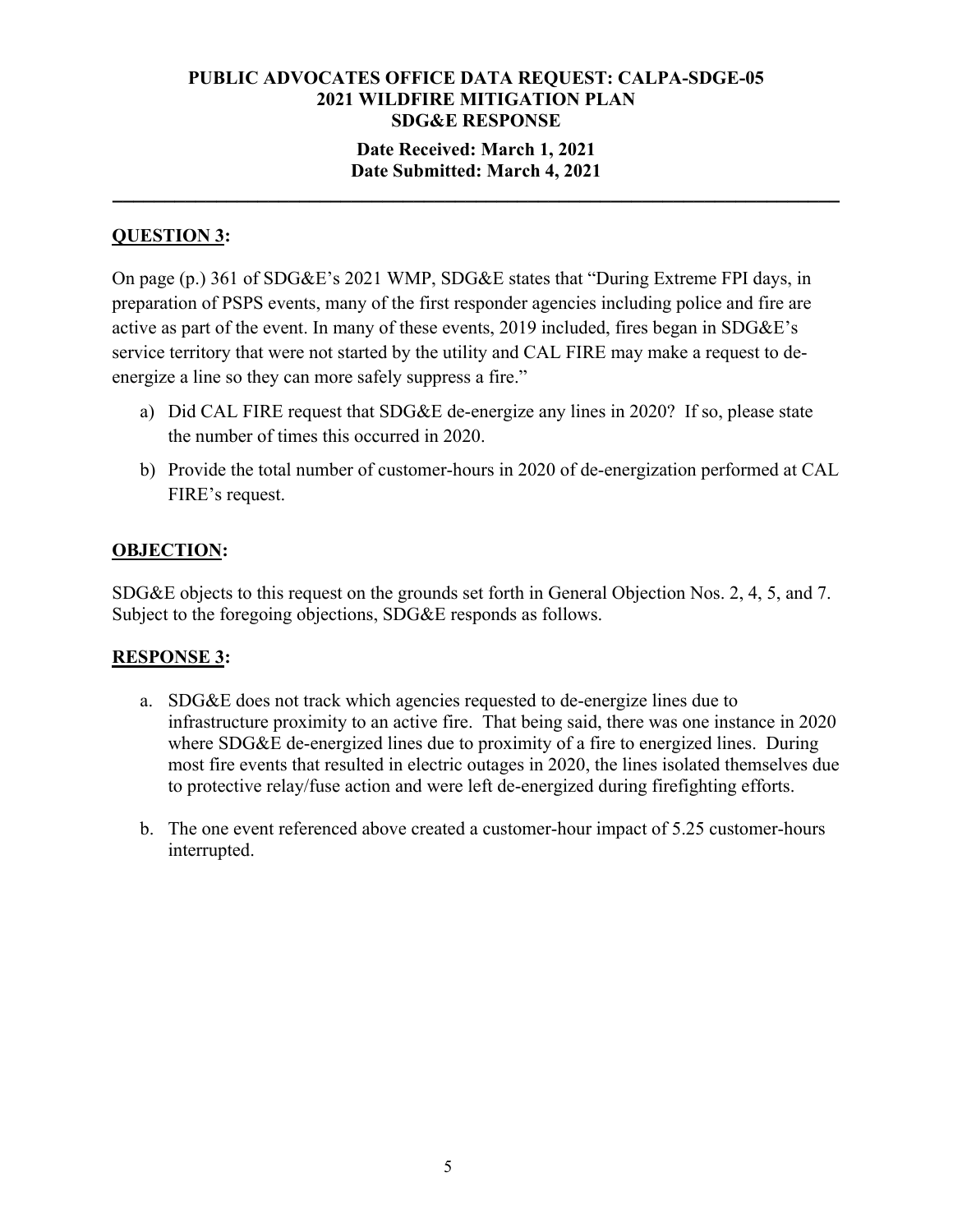**PUBLIC ADVOCATES OFFICE DATA REQUEST: CALPA-SDGE-05**
**2021 WILDFIRE MITIGATION PLAN**
**SDG&E RESPONSE**

**Date Received: March 1, 2021**
**Date Submitted: March 4, 2021**

---

**QUESTION 3:**

On page (p.) 361 of SDG&E's 2021 WMP, SDG&E states that "During Extreme FPI days, in preparation of PSPS events, many of the first responder agencies including police and fire are active as part of the event. In many of these events, 2019 included, fires began in SDG&E's service territory that were not started by the utility and CAL FIRE may make a request to de-energize a line so they can more safely suppress a fire."

a) Did CAL FIRE request that SDG&E de-energize any lines in 2020? If so, please state the number of times this occurred in 2020.

b) Provide the total number of customer-hours in 2020 of de-energization performed at CAL FIRE's request.

**OBJECTION:**

SDG&E objects to this request on the grounds set forth in General Objection Nos. 2, 4, 5, and 7. Subject to the foregoing objections, SDG&E responds as follows.

**RESPONSE 3:**

a. SDG&E does not track which agencies requested to de-energize lines due to infrastructure proximity to an active fire. That being said, there was one instance in 2020 where SDG&E de-energized lines due to proximity of a fire to energized lines. During most fire events that resulted in electric outages in 2020, the lines isolated themselves due to protective relay/fuse action and were left de-energized during firefighting efforts.

b. The one event referenced above created a customer-hour impact of 5.25 customer-hours interrupted.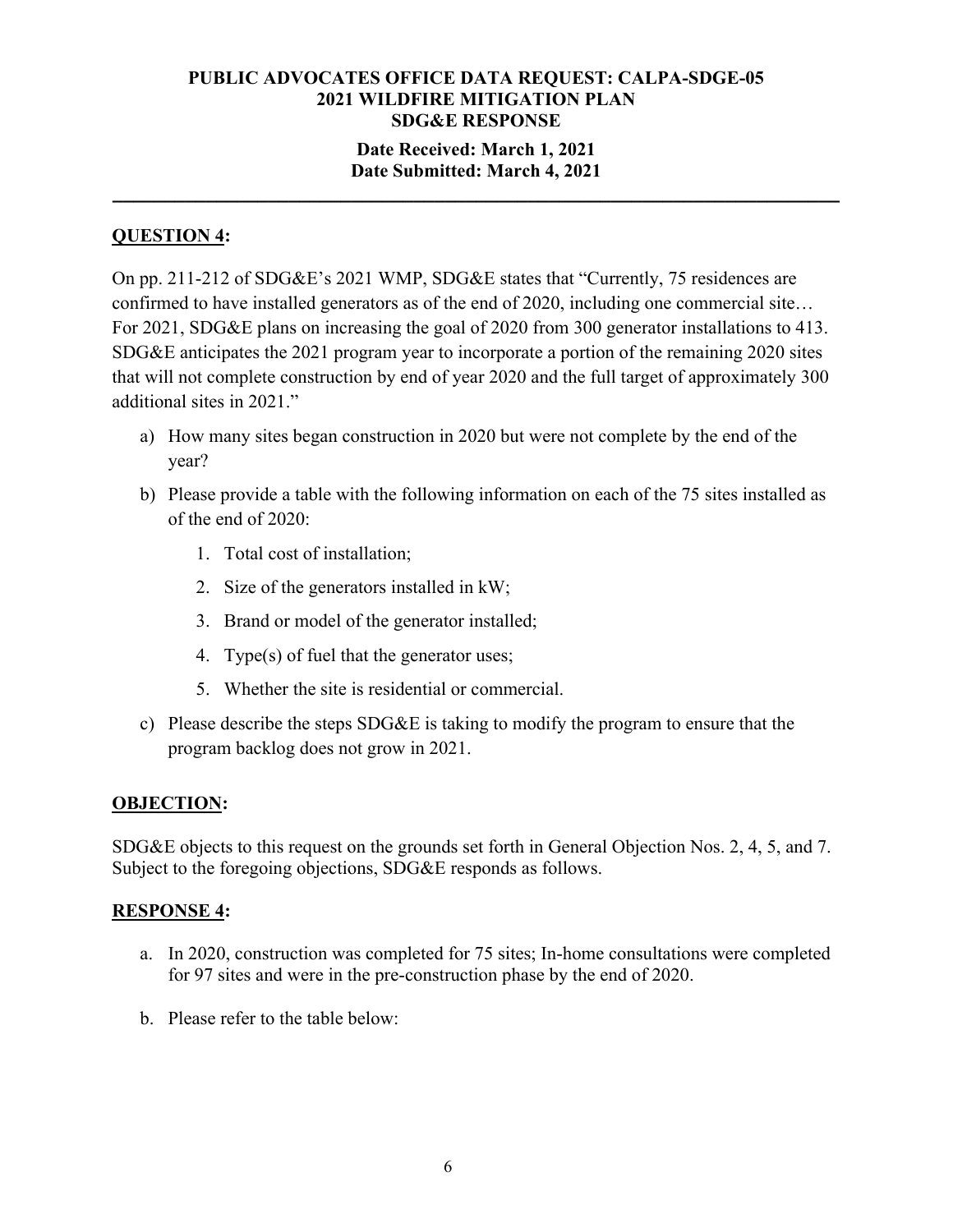**PUBLIC ADVOCATES OFFICE DATA REQUEST: CALPA-SDGE-05**
**2021 WILDFIRE MITIGATION PLAN**
**SDG&E RESPONSE**

**Date Received: March 1, 2021**
**Date Submitted: March 4, 2021**

---

## QUESTION 4:

On pp. 211-212 of SDG&E's 2021 WMP, SDG&E states that "Currently, 75 residences are confirmed to have installed generators as of the end of 2020, including one commercial site… For 2021, SDG&E plans on increasing the goal of 2020 from 300 generator installations to 413. SDG&E anticipates the 2021 program year to incorporate a portion of the remaining 2020 sites that will not complete construction by end of year 2020 and the full target of approximately 300 additional sites in 2021."

a) How many sites began construction in 2020 but were not complete by the end of the year?

b) Please provide a table with the following information on each of the 75 sites installed as of the end of 2020:

1. Total cost of installation;
2. Size of the generators installed in kW;
3. Brand or model of the generator installed;
4. Type(s) of fuel that the generator uses;
5. Whether the site is residential or commercial.

c) Please describe the steps SDG&E is taking to modify the program to ensure that the program backlog does not grow in 2021.

## OBJECTION:

SDG&E objects to this request on the grounds set forth in General Objection Nos. 2, 4, 5, and 7. Subject to the foregoing objections, SDG&E responds as follows.

## RESPONSE 4:

a. In 2020, construction was completed for 75 sites; In-home consultations were completed for 97 sites and were in the pre-construction phase by the end of 2020.

b. Please refer to the table below: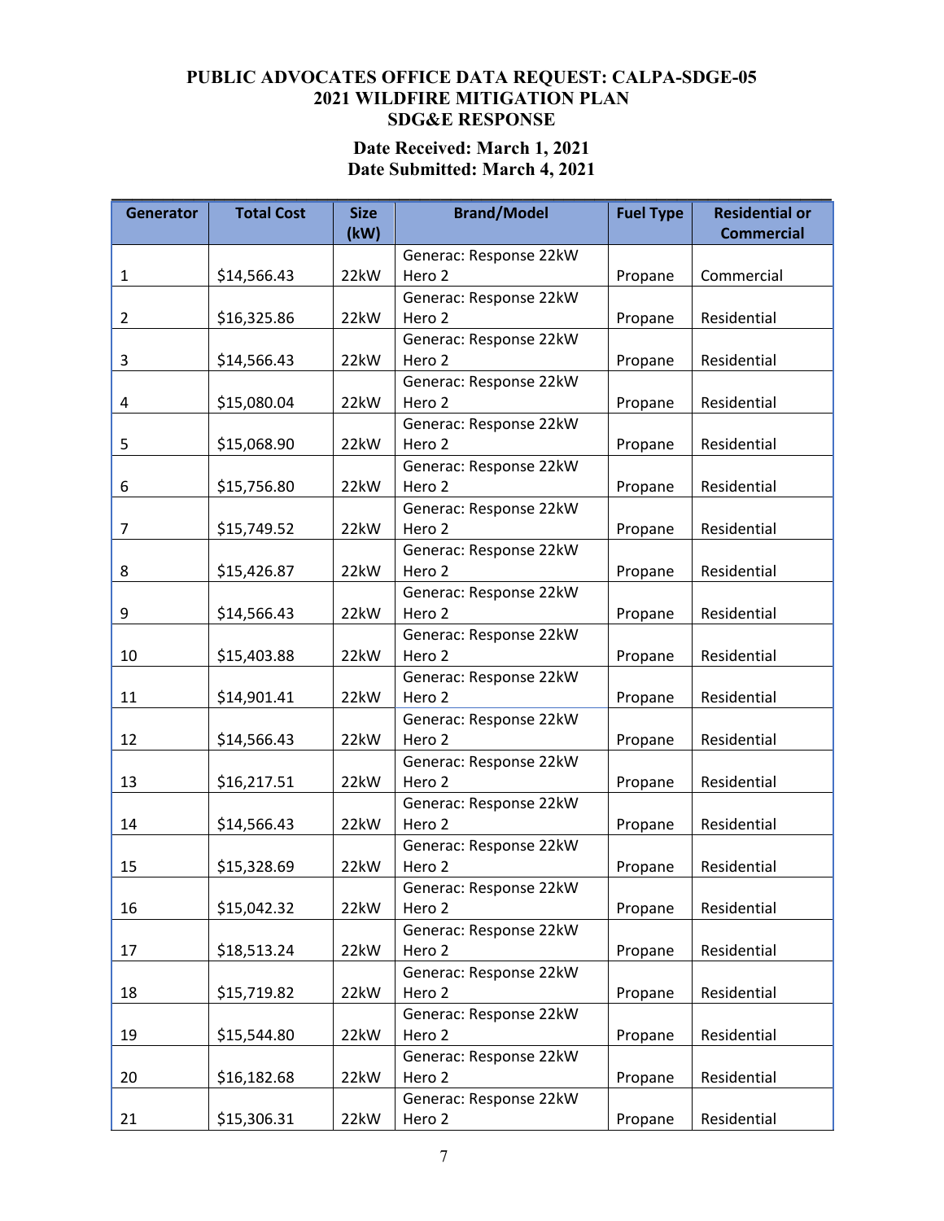**PUBLIC ADVOCATES OFFICE DATA REQUEST: CALPA-SDGE-05**
**2021 WILDFIRE MITIGATION PLAN**
**SDG&E RESPONSE**

**Date Received: March 1, 2021**
**Date Submitted: March 4, 2021**

| Generator | Total Cost | Size (kW) | Brand/Model | Fuel Type | Residential or Commercial |
|---|---|---|---|---|---|
| 1 | $14,566.43 | 22kW | Generac: Response 22kW Hero 2 | Propane | Commercial |
| 2 | $16,325.86 | 22kW | Generac: Response 22kW Hero 2 | Propane | Residential |
| 3 | $14,566.43 | 22kW | Generac: Response 22kW Hero 2 | Propane | Residential |
| 4 | $15,080.04 | 22kW | Generac: Response 22kW Hero 2 | Propane | Residential |
| 5 | $15,068.90 | 22kW | Generac: Response 22kW Hero 2 | Propane | Residential |
| 6 | $15,756.80 | 22kW | Generac: Response 22kW Hero 2 | Propane | Residential |
| 7 | $15,749.52 | 22kW | Generac: Response 22kW Hero 2 | Propane | Residential |
| 8 | $15,426.87 | 22kW | Generac: Response 22kW Hero 2 | Propane | Residential |
| 9 | $14,566.43 | 22kW | Generac: Response 22kW Hero 2 | Propane | Residential |
| 10 | $15,403.88 | 22kW | Generac: Response 22kW Hero 2 | Propane | Residential |
| 11 | $14,901.41 | 22kW | Generac: Response 22kW Hero 2 | Propane | Residential |
| 12 | $14,566.43 | 22kW | Generac: Response 22kW Hero 2 | Propane | Residential |
| 13 | $16,217.51 | 22kW | Generac: Response 22kW Hero 2 | Propane | Residential |
| 14 | $14,566.43 | 22kW | Generac: Response 22kW Hero 2 | Propane | Residential |
| 15 | $15,328.69 | 22kW | Generac: Response 22kW Hero 2 | Propane | Residential |
| 16 | $15,042.32 | 22kW | Generac: Response 22kW Hero 2 | Propane | Residential |
| 17 | $18,513.24 | 22kW | Generac: Response 22kW Hero 2 | Propane | Residential |
| 18 | $15,719.82 | 22kW | Generac: Response 22kW Hero 2 | Propane | Residential |
| 19 | $15,544.80 | 22kW | Generac: Response 22kW Hero 2 | Propane | Residential |
| 20 | $16,182.68 | 22kW | Generac: Response 22kW Hero 2 | Propane | Residential |
| 21 | $15,306.31 | 22kW | Generac: Response 22kW Hero 2 | Propane | Residential |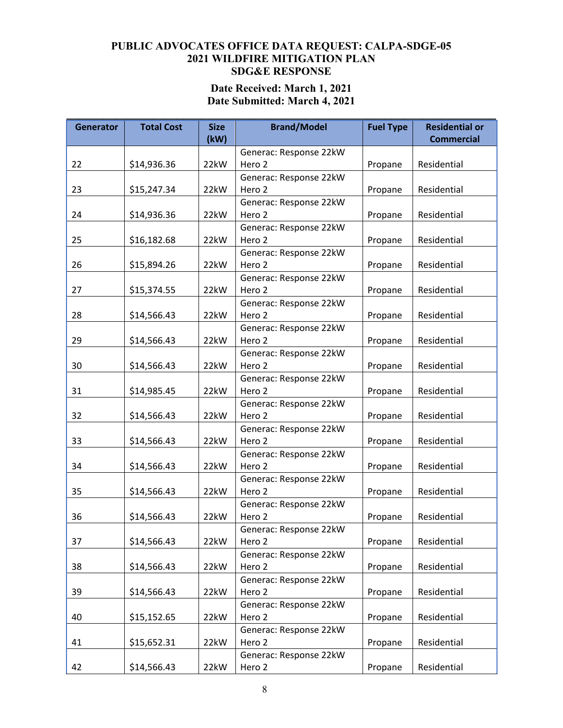**PUBLIC ADVOCATES OFFICE DATA REQUEST: CALPA-SDGE-05**
**2021 WILDFIRE MITIGATION PLAN**
**SDG&E RESPONSE**

**Date Received: March 1, 2021**
**Date Submitted: March 4, 2021**

| Generator | Total Cost | Size (kW) | Brand/Model | Fuel Type | Residential or Commercial |
|---|---|---|---|---|---|
| 22 | $14,936.36 | 22kW | Generac: Response 22kW Hero 2 | Propane | Residential |
| 23 | $15,247.34 | 22kW | Generac: Response 22kW Hero 2 | Propane | Residential |
| 24 | $14,936.36 | 22kW | Generac: Response 22kW Hero 2 | Propane | Residential |
| 25 | $16,182.68 | 22kW | Generac: Response 22kW Hero 2 | Propane | Residential |
| 26 | $15,894.26 | 22kW | Generac: Response 22kW Hero 2 | Propane | Residential |
| 27 | $15,374.55 | 22kW | Generac: Response 22kW Hero 2 | Propane | Residential |
| 28 | $14,566.43 | 22kW | Generac: Response 22kW Hero 2 | Propane | Residential |
| 29 | $14,566.43 | 22kW | Generac: Response 22kW Hero 2 | Propane | Residential |
| 30 | $14,566.43 | 22kW | Generac: Response 22kW Hero 2 | Propane | Residential |
| 31 | $14,985.45 | 22kW | Generac: Response 22kW Hero 2 | Propane | Residential |
| 32 | $14,566.43 | 22kW | Generac: Response 22kW Hero 2 | Propane | Residential |
| 33 | $14,566.43 | 22kW | Generac: Response 22kW Hero 2 | Propane | Residential |
| 34 | $14,566.43 | 22kW | Generac: Response 22kW Hero 2 | Propane | Residential |
| 35 | $14,566.43 | 22kW | Generac: Response 22kW Hero 2 | Propane | Residential |
| 36 | $14,566.43 | 22kW | Generac: Response 22kW Hero 2 | Propane | Residential |
| 37 | $14,566.43 | 22kW | Generac: Response 22kW Hero 2 | Propane | Residential |
| 38 | $14,566.43 | 22kW | Generac: Response 22kW Hero 2 | Propane | Residential |
| 39 | $14,566.43 | 22kW | Generac: Response 22kW Hero 2 | Propane | Residential |
| 40 | $15,152.65 | 22kW | Generac: Response 22kW Hero 2 | Propane | Residential |
| 41 | $15,652.31 | 22kW | Generac: Response 22kW Hero 2 | Propane | Residential |
| 42 | $14,566.43 | 22kW | Generac: Response 22kW Hero 2 | Propane | Residential |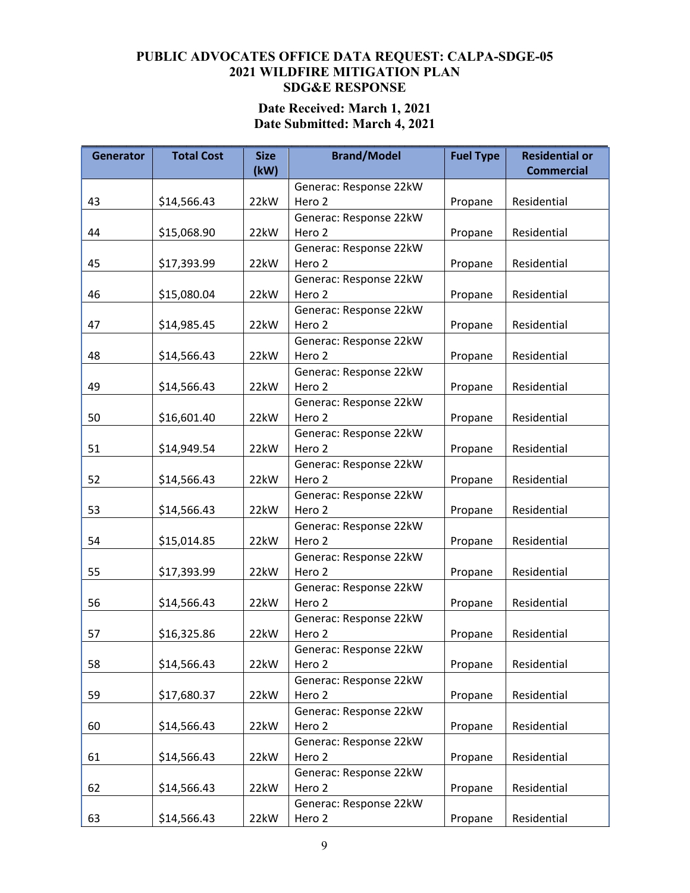**PUBLIC ADVOCATES OFFICE DATA REQUEST: CALPA-SDGE-05**
**2021 WILDFIRE MITIGATION PLAN**
**SDG&E RESPONSE**

**Date Received: March 1, 2021**
**Date Submitted: March 4, 2021**

| Generator | Total Cost | Size (kW) | Brand/Model | Fuel Type | Residential or Commercial |
|---|---|---|---|---|---|
| 43 | $14,566.43 | 22kW | Generac: Response 22kW Hero 2 | Propane | Residential |
| 44 | $15,068.90 | 22kW | Generac: Response 22kW Hero 2 | Propane | Residential |
| 45 | $17,393.99 | 22kW | Generac: Response 22kW Hero 2 | Propane | Residential |
| 46 | $15,080.04 | 22kW | Generac: Response 22kW Hero 2 | Propane | Residential |
| 47 | $14,985.45 | 22kW | Generac: Response 22kW Hero 2 | Propane | Residential |
| 48 | $14,566.43 | 22kW | Generac: Response 22kW Hero 2 | Propane | Residential |
| 49 | $14,566.43 | 22kW | Generac: Response 22kW Hero 2 | Propane | Residential |
| 50 | $16,601.40 | 22kW | Generac: Response 22kW Hero 2 | Propane | Residential |
| 51 | $14,949.54 | 22kW | Generac: Response 22kW Hero 2 | Propane | Residential |
| 52 | $14,566.43 | 22kW | Generac: Response 22kW Hero 2 | Propane | Residential |
| 53 | $14,566.43 | 22kW | Generac: Response 22kW Hero 2 | Propane | Residential |
| 54 | $15,014.85 | 22kW | Generac: Response 22kW Hero 2 | Propane | Residential |
| 55 | $17,393.99 | 22kW | Generac: Response 22kW Hero 2 | Propane | Residential |
| 56 | $14,566.43 | 22kW | Generac: Response 22kW Hero 2 | Propane | Residential |
| 57 | $16,325.86 | 22kW | Generac: Response 22kW Hero 2 | Propane | Residential |
| 58 | $14,566.43 | 22kW | Generac: Response 22kW Hero 2 | Propane | Residential |
| 59 | $17,680.37 | 22kW | Generac: Response 22kW Hero 2 | Propane | Residential |
| 60 | $14,566.43 | 22kW | Generac: Response 22kW Hero 2 | Propane | Residential |
| 61 | $14,566.43 | 22kW | Generac: Response 22kW Hero 2 | Propane | Residential |
| 62 | $14,566.43 | 22kW | Generac: Response 22kW Hero 2 | Propane | Residential |
| 63 | $14,566.43 | 22kW | Generac: Response 22kW Hero 2 | Propane | Residential |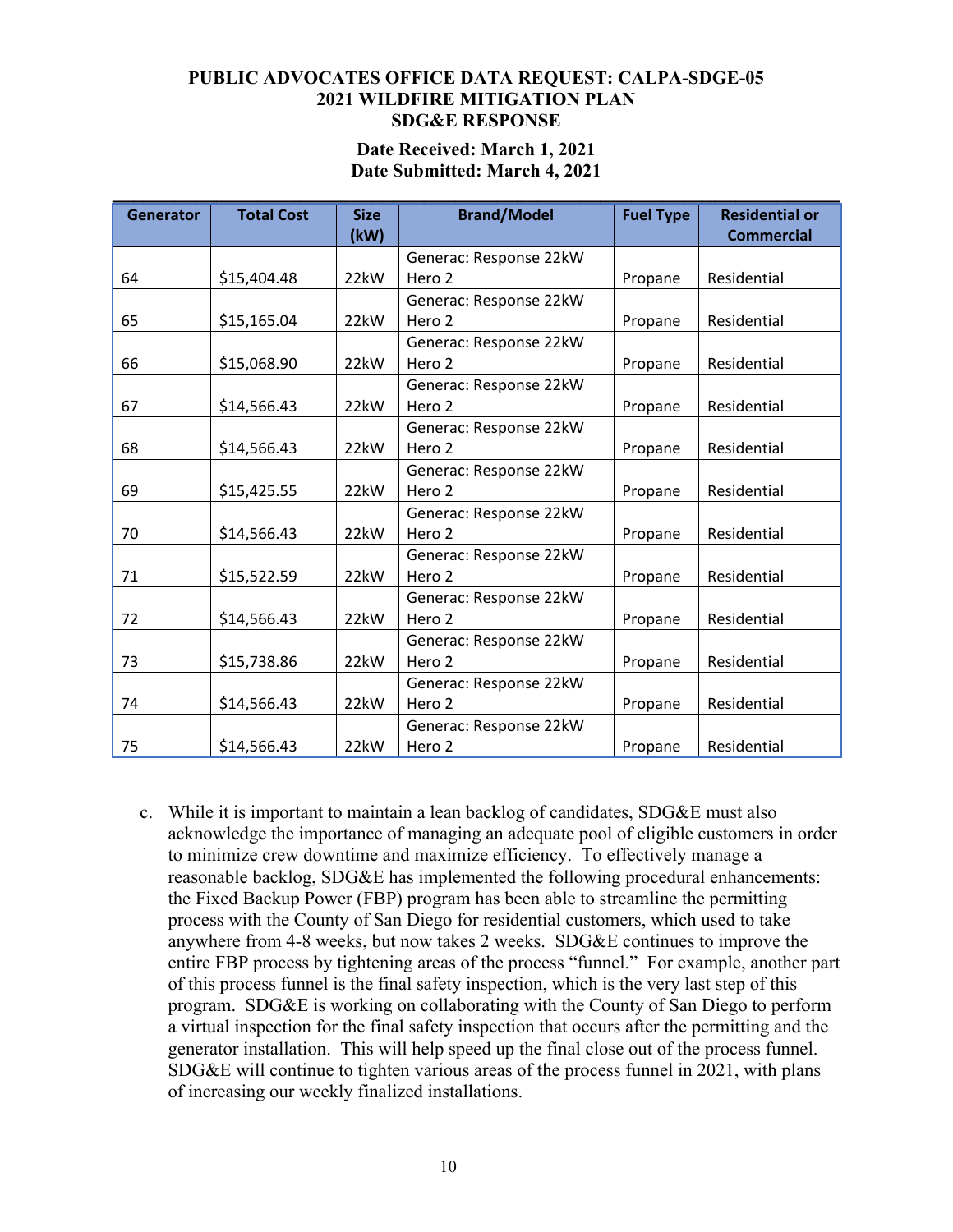**PUBLIC ADVOCATES OFFICE DATA REQUEST: CALPA-SDGE-05**
**2021 WILDFIRE MITIGATION PLAN**
**SDG&E RESPONSE**

**Date Received: March 1, 2021**
**Date Submitted: March 4, 2021**

| Generator | Total Cost | Size (kW) | Brand/Model | Fuel Type | Residential or Commercial |
|---|---|---|---|---|---|
| 64 | $15,404.48 | 22kW | Generac: Response 22kW Hero 2 | Propane | Residential |
| 65 | $15,165.04 | 22kW | Generac: Response 22kW Hero 2 | Propane | Residential |
| 66 | $15,068.90 | 22kW | Generac: Response 22kW Hero 2 | Propane | Residential |
| 67 | $14,566.43 | 22kW | Generac: Response 22kW Hero 2 | Propane | Residential |
| 68 | $14,566.43 | 22kW | Generac: Response 22kW Hero 2 | Propane | Residential |
| 69 | $15,425.55 | 22kW | Generac: Response 22kW Hero 2 | Propane | Residential |
| 70 | $14,566.43 | 22kW | Generac: Response 22kW Hero 2 | Propane | Residential |
| 71 | $15,522.59 | 22kW | Generac: Response 22kW Hero 2 | Propane | Residential |
| 72 | $14,566.43 | 22kW | Generac: Response 22kW Hero 2 | Propane | Residential |
| 73 | $15,738.86 | 22kW | Generac: Response 22kW Hero 2 | Propane | Residential |
| 74 | $14,566.43 | 22kW | Generac: Response 22kW Hero 2 | Propane | Residential |
| 75 | $14,566.43 | 22kW | Generac: Response 22kW Hero 2 | Propane | Residential |

c. While it is important to maintain a lean backlog of candidates, SDG&E must also acknowledge the importance of managing an adequate pool of eligible customers in order to minimize crew downtime and maximize efficiency. To effectively manage a reasonable backlog, SDG&E has implemented the following procedural enhancements: the Fixed Backup Power (FBP) program has been able to streamline the permitting process with the County of San Diego for residential customers, which used to take anywhere from 4-8 weeks, but now takes 2 weeks. SDG&E continues to improve the entire FBP process by tightening areas of the process "funnel." For example, another part of this process funnel is the final safety inspection, which is the very last step of this program. SDG&E is working on collaborating with the County of San Diego to perform a virtual inspection for the final safety inspection that occurs after the permitting and the generator installation. This will help speed up the final close out of the process funnel. SDG&E will continue to tighten various areas of the process funnel in 2021, with plans of increasing our weekly finalized installations.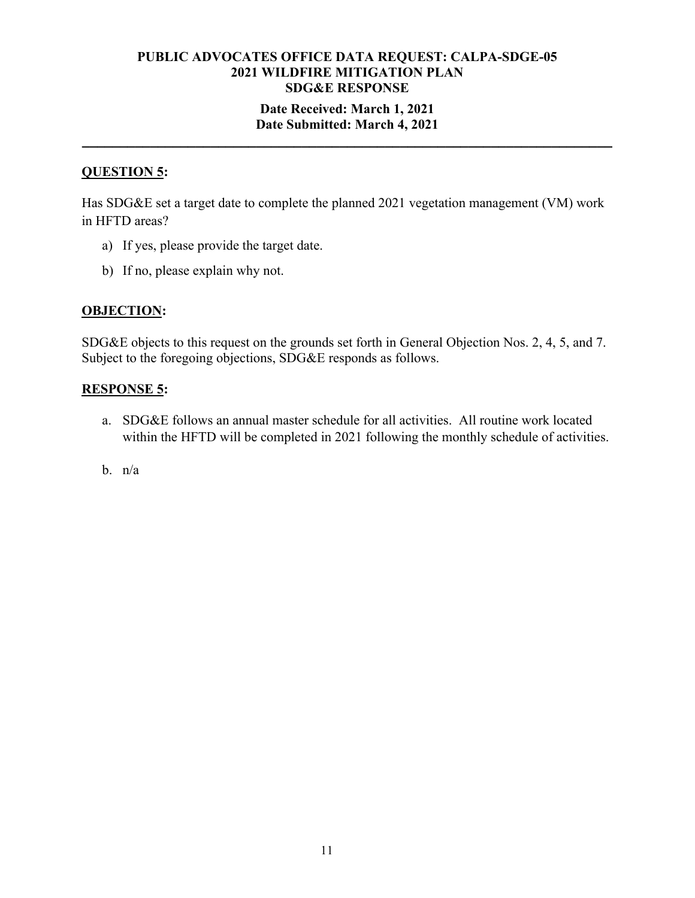**PUBLIC ADVOCATES OFFICE DATA REQUEST: CALPA-SDGE-05**
**2021 WILDFIRE MITIGATION PLAN**
**SDG&E RESPONSE**

**Date Received: March 1, 2021**
**Date Submitted: March 4, 2021**

---

**<u>QUESTION 5</u>:**

Has SDG&E set a target date to complete the planned 2021 vegetation management (VM) work in HFTD areas?

a) If yes, please provide the target date.

b) If no, please explain why not.

**<u>OBJECTION</u>:**

SDG&E objects to this request on the grounds set forth in General Objection Nos. 2, 4, 5, and 7. Subject to the foregoing objections, SDG&E responds as follows.

**<u>RESPONSE 5</u>:**

a. SDG&E follows an annual master schedule for all activities. All routine work located within the HFTD will be completed in 2021 following the monthly schedule of activities.

b. n/a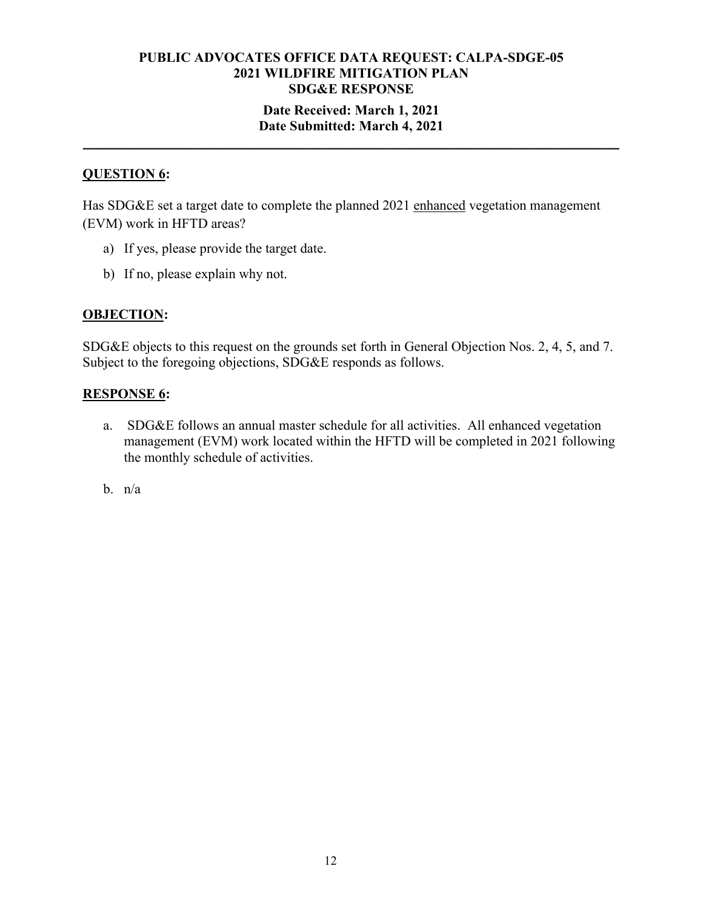**PUBLIC ADVOCATES OFFICE DATA REQUEST: CALPA-SDGE-05**
**2021 WILDFIRE MITIGATION PLAN**
**SDG&E RESPONSE**

**Date Received: March 1, 2021**
**Date Submitted: March 4, 2021**

---

**QUESTION 6:**

Has SDG&E set a target date to complete the planned 2021 enhanced vegetation management (EVM) work in HFTD areas?

a) If yes, please provide the target date.

b) If no, please explain why not.

**OBJECTION:**

SDG&E objects to this request on the grounds set forth in General Objection Nos. 2, 4, 5, and 7. Subject to the foregoing objections, SDG&E responds as follows.

**RESPONSE 6:**

a. SDG&E follows an annual master schedule for all activities. All enhanced vegetation management (EVM) work located within the HFTD will be completed in 2021 following the monthly schedule of activities.

b. n/a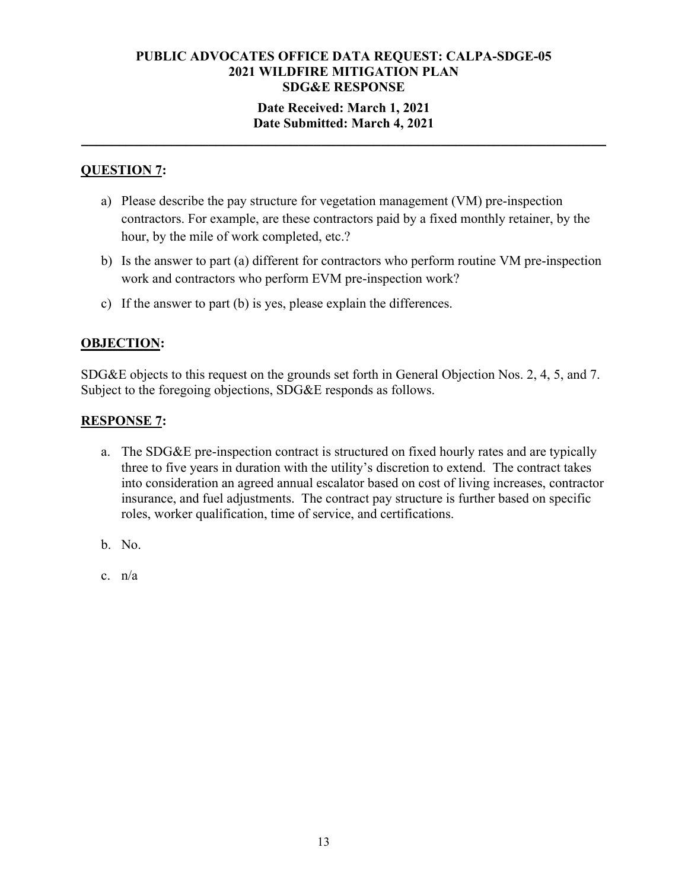**PUBLIC ADVOCATES OFFICE DATA REQUEST: CALPA-SDGE-05**
**2021 WILDFIRE MITIGATION PLAN**
**SDG&E RESPONSE**
**Date Received: March 1, 2021**
**Date Submitted: March 4, 2021**

---

## QUESTION 7:

a) Please describe the pay structure for vegetation management (VM) pre-inspection contractors. For example, are these contractors paid by a fixed monthly retainer, by the hour, by the mile of work completed, etc.?

b) Is the answer to part (a) different for contractors who perform routine VM pre-inspection work and contractors who perform EVM pre-inspection work?

c) If the answer to part (b) is yes, please explain the differences.

## OBJECTION:

SDG&E objects to this request on the grounds set forth in General Objection Nos. 2, 4, 5, and 7. Subject to the foregoing objections, SDG&E responds as follows.

## RESPONSE 7:

a. The SDG&E pre-inspection contract is structured on fixed hourly rates and are typically three to five years in duration with the utility's discretion to extend. The contract takes into consideration an agreed annual escalator based on cost of living increases, contractor insurance, and fuel adjustments. The contract pay structure is further based on specific roles, worker qualification, time of service, and certifications.

b. No.

c. n/a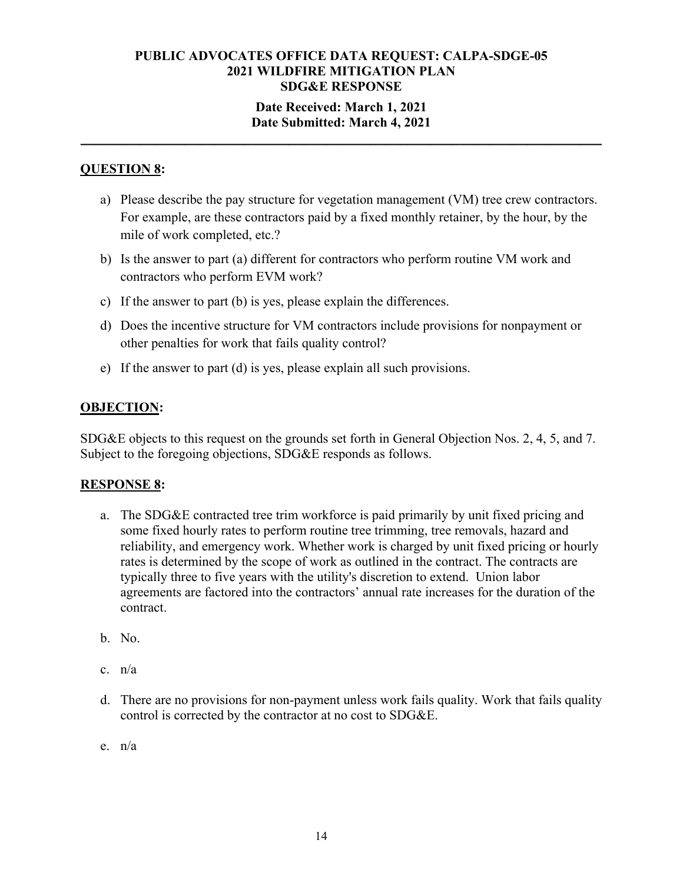**PUBLIC ADVOCATES OFFICE DATA REQUEST: CALPA-SDGE-05**
**2021 WILDFIRE MITIGATION PLAN**
**SDG&E RESPONSE**

**Date Received: March 1, 2021**
**Date Submitted: March 4, 2021**

---

**QUESTION 8:**

a) Please describe the pay structure for vegetation management (VM) tree crew contractors. For example, are these contractors paid by a fixed monthly retainer, by the hour, by the mile of work completed, etc.?

b) Is the answer to part (a) different for contractors who perform routine VM work and contractors who perform EVM work?

c) If the answer to part (b) is yes, please explain the differences.

d) Does the incentive structure for VM contractors include provisions for nonpayment or other penalties for work that fails quality control?

e) If the answer to part (d) is yes, please explain all such provisions.

**OBJECTION:**

SDG&E objects to this request on the grounds set forth in General Objection Nos. 2, 4, 5, and 7. Subject to the foregoing objections, SDG&E responds as follows.

**RESPONSE 8:**

a. The SDG&E contracted tree trim workforce is paid primarily by unit fixed pricing and some fixed hourly rates to perform routine tree trimming, tree removals, hazard and reliability, and emergency work. Whether work is charged by unit fixed pricing or hourly rates is determined by the scope of work as outlined in the contract. The contracts are typically three to five years with the utility's discretion to extend. Union labor agreements are factored into the contractors' annual rate increases for the duration of the contract.

b. No.

c. n/a

d. There are no provisions for non-payment unless work fails quality. Work that fails quality control is corrected by the contractor at no cost to SDG&E.

e. n/a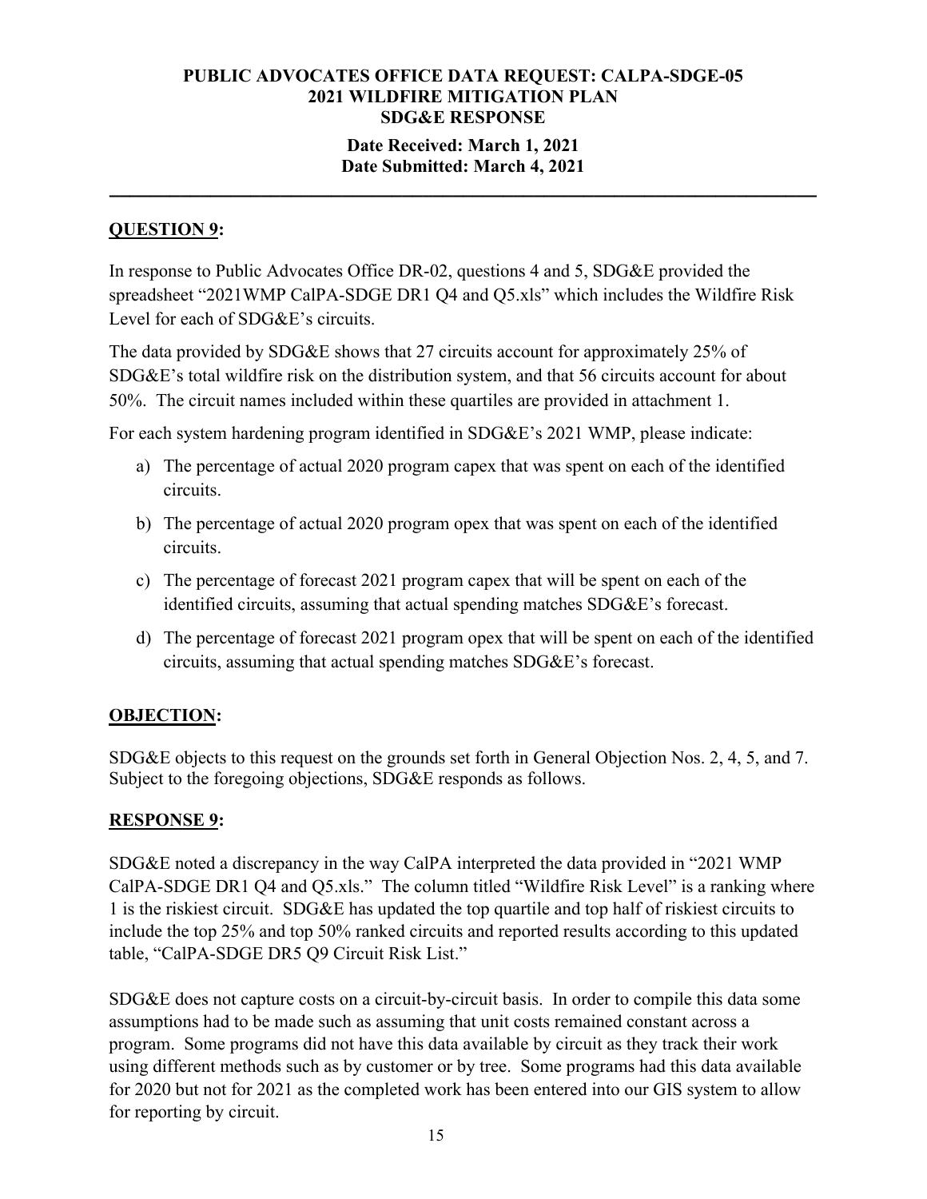**PUBLIC ADVOCATES OFFICE DATA REQUEST: CALPA-SDGE-05**
**2021 WILDFIRE MITIGATION PLAN**
**SDG&E RESPONSE**

**Date Received: March 1, 2021**
**Date Submitted: March 4, 2021**

---

## QUESTION 9:

In response to Public Advocates Office DR-02, questions 4 and 5, SDG&E provided the spreadsheet "2021WMP CalPA-SDGE DR1 Q4 and Q5.xls" which includes the Wildfire Risk Level for each of SDG&E's circuits.

The data provided by SDG&E shows that 27 circuits account for approximately 25% of SDG&E's total wildfire risk on the distribution system, and that 56 circuits account for about 50%. The circuit names included within these quartiles are provided in attachment 1.

For each system hardening program identified in SDG&E's 2021 WMP, please indicate:

a) The percentage of actual 2020 program capex that was spent on each of the identified circuits.

b) The percentage of actual 2020 program opex that was spent on each of the identified circuits.

c) The percentage of forecast 2021 program capex that will be spent on each of the identified circuits, assuming that actual spending matches SDG&E's forecast.

d) The percentage of forecast 2021 program opex that will be spent on each of the identified circuits, assuming that actual spending matches SDG&E's forecast.

## OBJECTION:

SDG&E objects to this request on the grounds set forth in General Objection Nos. 2, 4, 5, and 7. Subject to the foregoing objections, SDG&E responds as follows.

## RESPONSE 9:

SDG&E noted a discrepancy in the way CalPA interpreted the data provided in "2021 WMP CalPA-SDGE DR1 Q4 and Q5.xls." The column titled "Wildfire Risk Level" is a ranking where 1 is the riskiest circuit. SDG&E has updated the top quartile and top half of riskiest circuits to include the top 25% and top 50% ranked circuits and reported results according to this updated table, "CalPA-SDGE DR5 Q9 Circuit Risk List."

SDG&E does not capture costs on a circuit-by-circuit basis. In order to compile this data some assumptions had to be made such as assuming that unit costs remained constant across a program. Some programs did not have this data available by circuit as they track their work using different methods such as by customer or by tree. Some programs had this data available for 2020 but not for 2021 as the completed work has been entered into our GIS system to allow for reporting by circuit.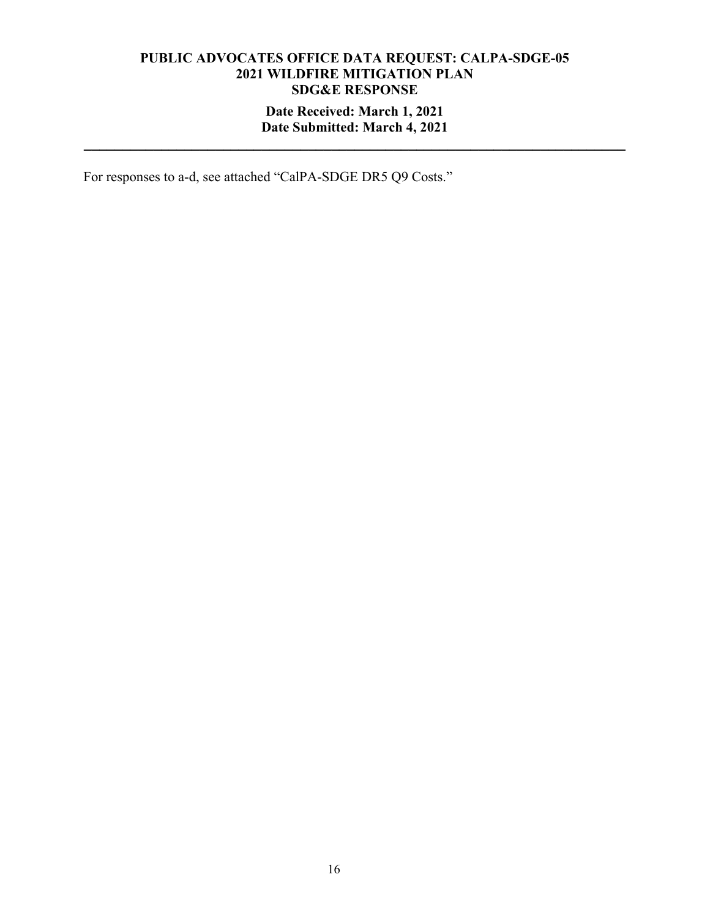For responses to a-d, see attached "CalPA-SDGE DR5 Q9 Costs."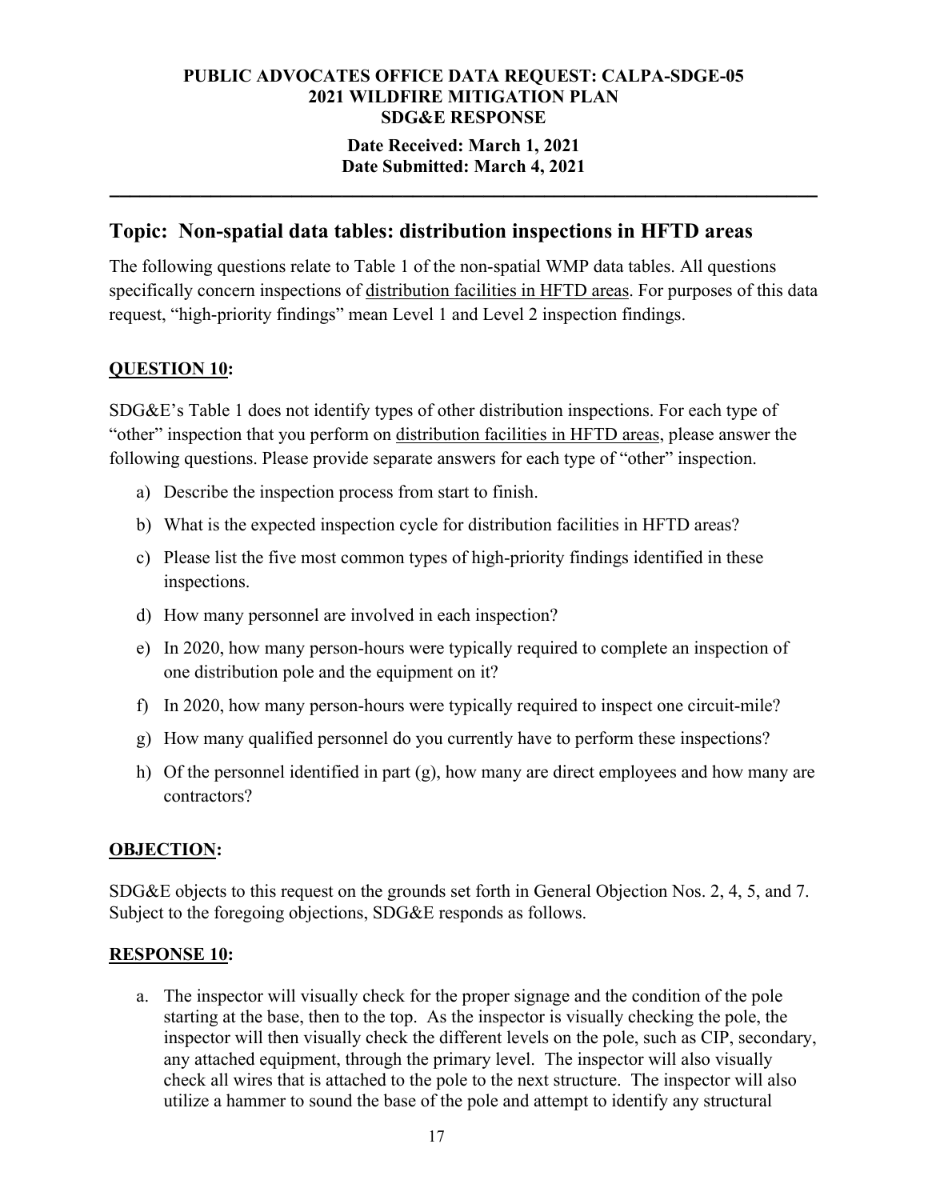**PUBLIC ADVOCATES OFFICE DATA REQUEST: CALPA-SDGE-05**
**2021 WILDFIRE MITIGATION PLAN**
**SDG&E RESPONSE**

**Date Received: March 1, 2021**
**Date Submitted: March 4, 2021**

---

## Topic: Non-spatial data tables: distribution inspections in HFTD areas

The following questions relate to Table 1 of the non-spatial WMP data tables. All questions specifically concern inspections of <u>distribution facilities in HFTD areas</u>. For purposes of this data request, "high-priority findings" mean Level 1 and Level 2 inspection findings.

### <u>QUESTION 10</u>:

SDG&E's Table 1 does not identify types of other distribution inspections. For each type of "other" inspection that you perform on <u>distribution facilities in HFTD areas</u>, please answer the following questions. Please provide separate answers for each type of "other" inspection.

a) Describe the inspection process from start to finish.

b) What is the expected inspection cycle for distribution facilities in HFTD areas?

c) Please list the five most common types of high-priority findings identified in these inspections.

d) How many personnel are involved in each inspection?

e) In 2020, how many person-hours were typically required to complete an inspection of one distribution pole and the equipment on it?

f) In 2020, how many person-hours were typically required to inspect one circuit-mile?

g) How many qualified personnel do you currently have to perform these inspections?

h) Of the personnel identified in part (g), how many are direct employees and how many are contractors?

### <u>OBJECTION</u>:

SDG&E objects to this request on the grounds set forth in General Objection Nos. 2, 4, 5, and 7. Subject to the foregoing objections, SDG&E responds as follows.

### <u>RESPONSE 10</u>:

a. The inspector will visually check for the proper signage and the condition of the pole starting at the base, then to the top. As the inspector is visually checking the pole, the inspector will then visually check the different levels on the pole, such as CIP, secondary, any attached equipment, through the primary level. The inspector will also visually check all wires that is attached to the pole to the next structure. The inspector will also utilize a hammer to sound the base of the pole and attempt to identify any structural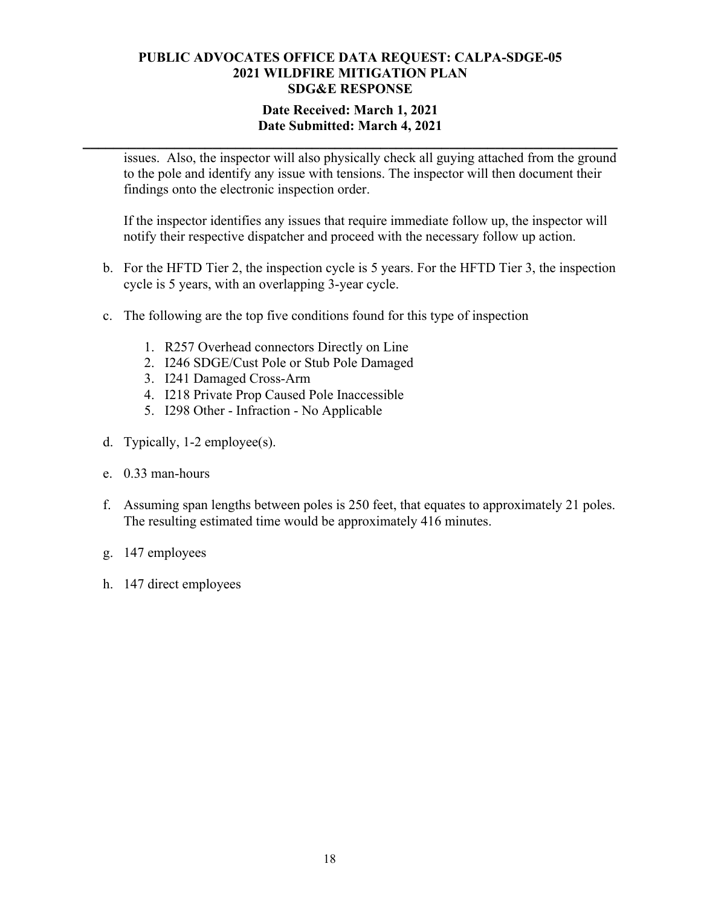issues. Also, the inspector will also physically check all guying attached from the ground to the pole and identify any issue with tensions. The inspector will then document their findings onto the electronic inspection order.

If the inspector identifies any issues that require immediate follow up, the inspector will notify their respective dispatcher and proceed with the necessary follow up action.

b. For the HFTD Tier 2, the inspection cycle is 5 years. For the HFTD Tier 3, the inspection cycle is 5 years, with an overlapping 3-year cycle.

c. The following are the top five conditions found for this type of inspection

   1. R257 Overhead connectors Directly on Line
   2. I246 SDGE/Cust Pole or Stub Pole Damaged
   3. I241 Damaged Cross-Arm
   4. I218 Private Prop Caused Pole Inaccessible
   5. I298 Other - Infraction - No Applicable

d. Typically, 1-2 employee(s).

e. 0.33 man-hours

f. Assuming span lengths between poles is 250 feet, that equates to approximately 21 poles. The resulting estimated time would be approximately 416 minutes.

g. 147 employees

h. 147 direct employees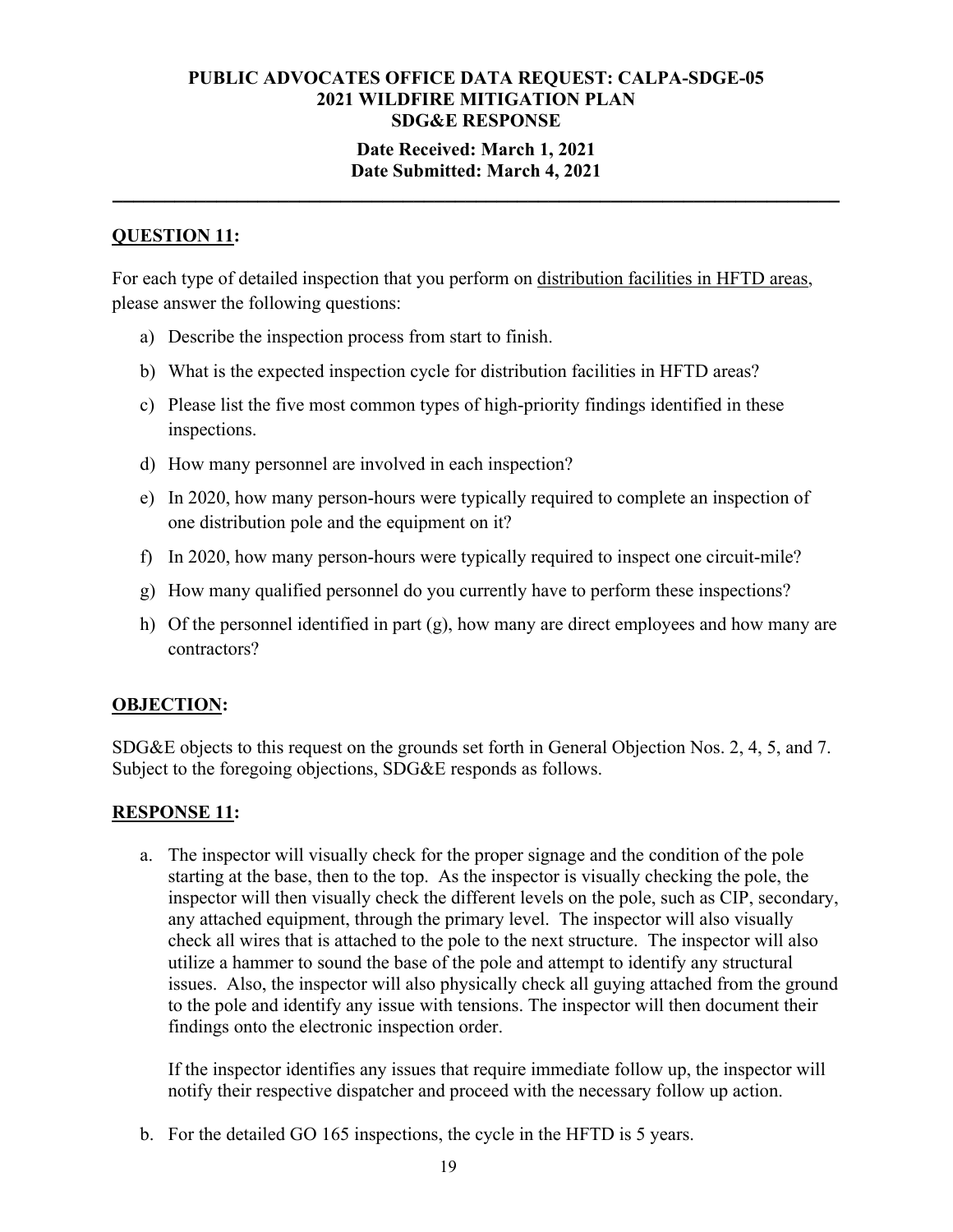**PUBLIC ADVOCATES OFFICE DATA REQUEST: CALPA-SDGE-05**
**2021 WILDFIRE MITIGATION PLAN**
**SDG&E RESPONSE**

**Date Received: March 1, 2021**
**Date Submitted: March 4, 2021**

---

## QUESTION 11:

For each type of detailed inspection that you perform on distribution facilities in HFTD areas, please answer the following questions:

a) Describe the inspection process from start to finish.

b) What is the expected inspection cycle for distribution facilities in HFTD areas?

c) Please list the five most common types of high-priority findings identified in these inspections.

d) How many personnel are involved in each inspection?

e) In 2020, how many person-hours were typically required to complete an inspection of one distribution pole and the equipment on it?

f) In 2020, how many person-hours were typically required to inspect one circuit-mile?

g) How many qualified personnel do you currently have to perform these inspections?

h) Of the personnel identified in part (g), how many are direct employees and how many are contractors?

## OBJECTION:

SDG&E objects to this request on the grounds set forth in General Objection Nos. 2, 4, 5, and 7. Subject to the foregoing objections, SDG&E responds as follows.

## RESPONSE 11:

a. The inspector will visually check for the proper signage and the condition of the pole starting at the base, then to the top. As the inspector is visually checking the pole, the inspector will then visually check the different levels on the pole, such as CIP, secondary, any attached equipment, through the primary level. The inspector will also visually check all wires that is attached to the pole to the next structure. The inspector will also utilize a hammer to sound the base of the pole and attempt to identify any structural issues. Also, the inspector will also physically check all guying attached from the ground to the pole and identify any issue with tensions. The inspector will then document their findings onto the electronic inspection order.

   If the inspector identifies any issues that require immediate follow up, the inspector will notify their respective dispatcher and proceed with the necessary follow up action.

b. For the detailed GO 165 inspections, the cycle in the HFTD is 5 years.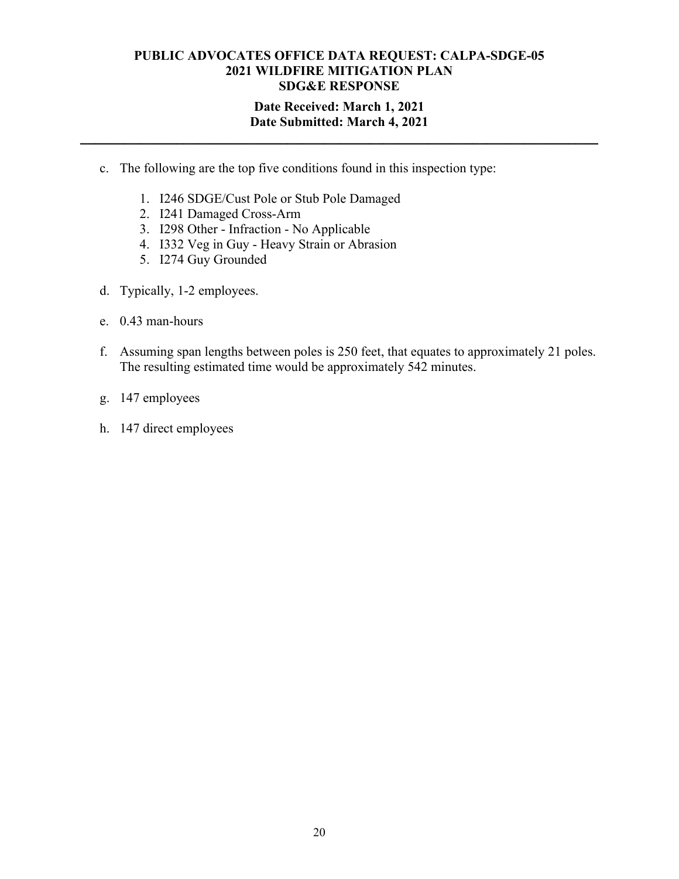c. The following are the top five conditions found in this inspection type:

    1. I246 SDGE/Cust Pole or Stub Pole Damaged
    2. I241 Damaged Cross-Arm
    3. I298 Other - Infraction - No Applicable
    4. I332 Veg in Guy - Heavy Strain or Abrasion
    5. I274 Guy Grounded

d. Typically, 1-2 employees.

e. 0.43 man-hours

f. Assuming span lengths between poles is 250 feet, that equates to approximately 21 poles. The resulting estimated time would be approximately 542 minutes.

g. 147 employees

h. 147 direct employees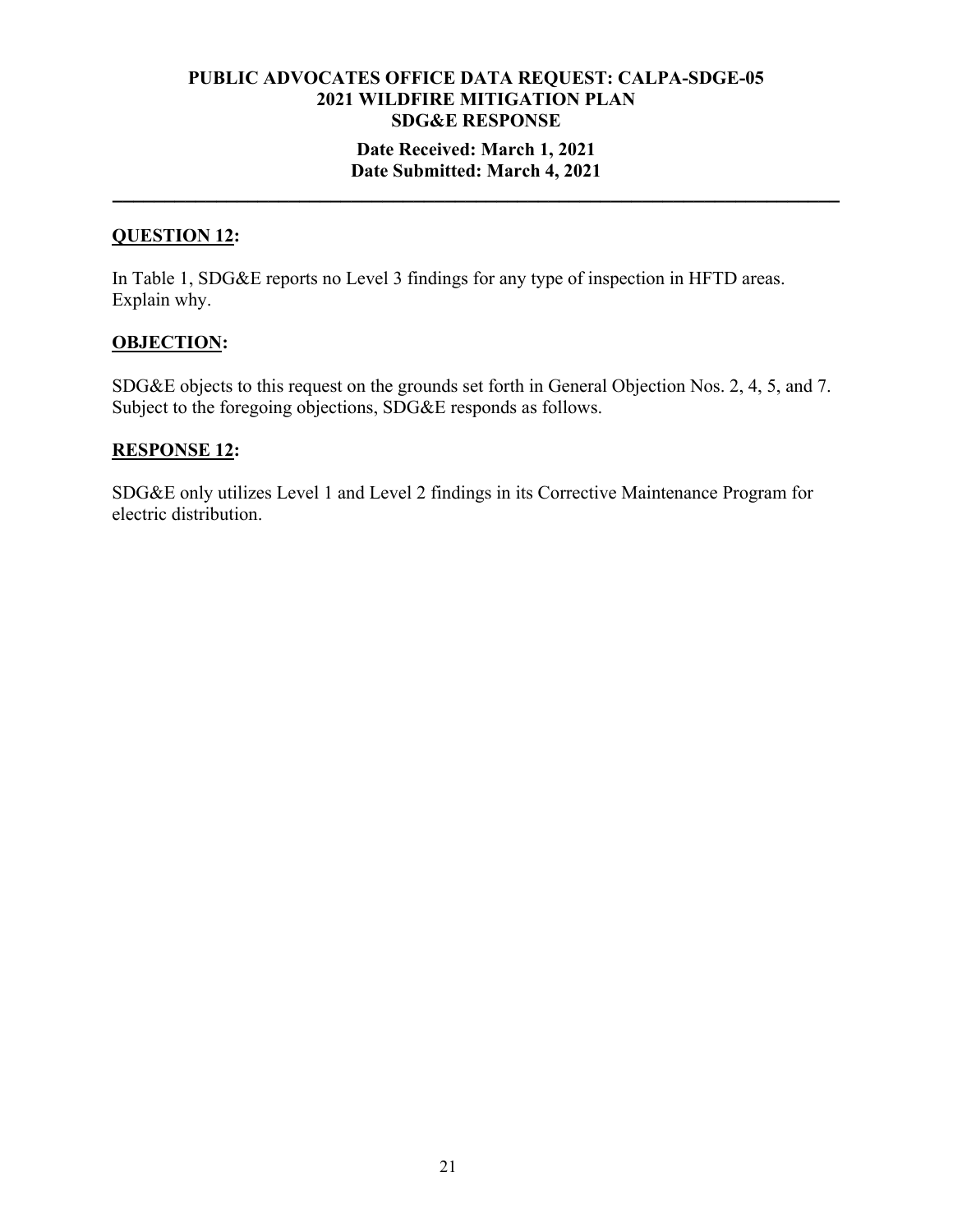**PUBLIC ADVOCATES OFFICE DATA REQUEST: CALPA-SDGE-05**
**2021 WILDFIRE MITIGATION PLAN**
**SDG&E RESPONSE**
**Date Received: March 1, 2021**
**Date Submitted: March 4, 2021**

---

**QUESTION 12:**

In Table 1, SDG&E reports no Level 3 findings for any type of inspection in HFTD areas. Explain why.

**OBJECTION:**

SDG&E objects to this request on the grounds set forth in General Objection Nos. 2, 4, 5, and 7. Subject to the foregoing objections, SDG&E responds as follows.

**RESPONSE 12:**

SDG&E only utilizes Level 1 and Level 2 findings in its Corrective Maintenance Program for electric distribution.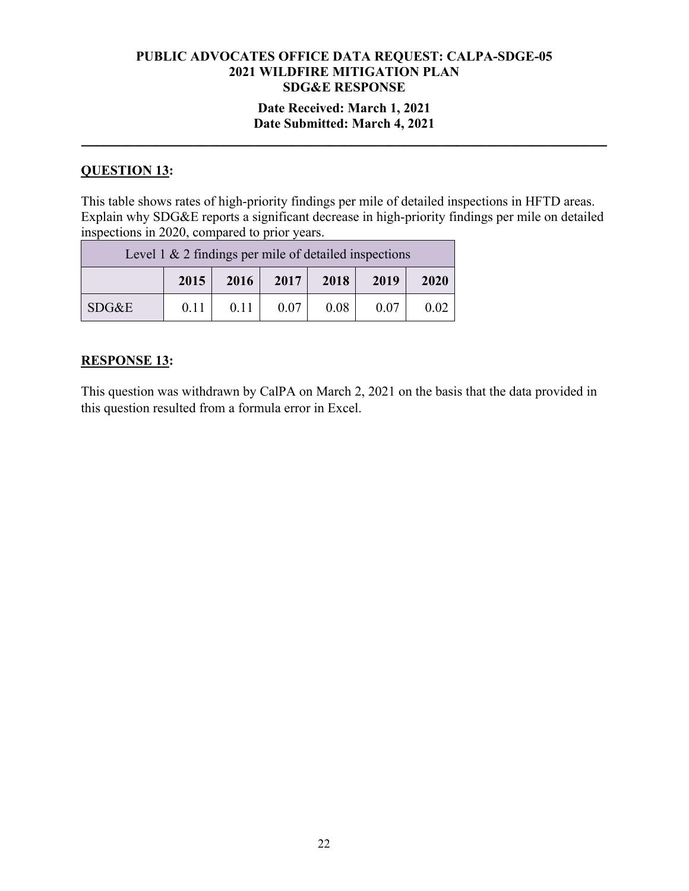**PUBLIC ADVOCATES OFFICE DATA REQUEST: CALPA-SDGE-05**
**2021 WILDFIRE MITIGATION PLAN**
**SDG&E RESPONSE**

**Date Received: March 1, 2021**
**Date Submitted: March 4, 2021**

---

**QUESTION 13:**

This table shows rates of high-priority findings per mile of detailed inspections in HFTD areas. Explain why SDG&E reports a significant decrease in high-priority findings per mile on detailed inspections in 2020, compared to prior years.

| Level 1 & 2 findings per mile of detailed inspections | | | | | | |
|---|---|---|---|---|---|---|
| | **2015** | **2016** | **2017** | **2018** | **2019** | **2020** |
| SDG&E | 0.11 | 0.11 | 0.07 | 0.08 | 0.07 | 0.02 |

**RESPONSE 13:**

This question was withdrawn by CalPA on March 2, 2021 on the basis that the data provided in this question resulted from a formula error in Excel.